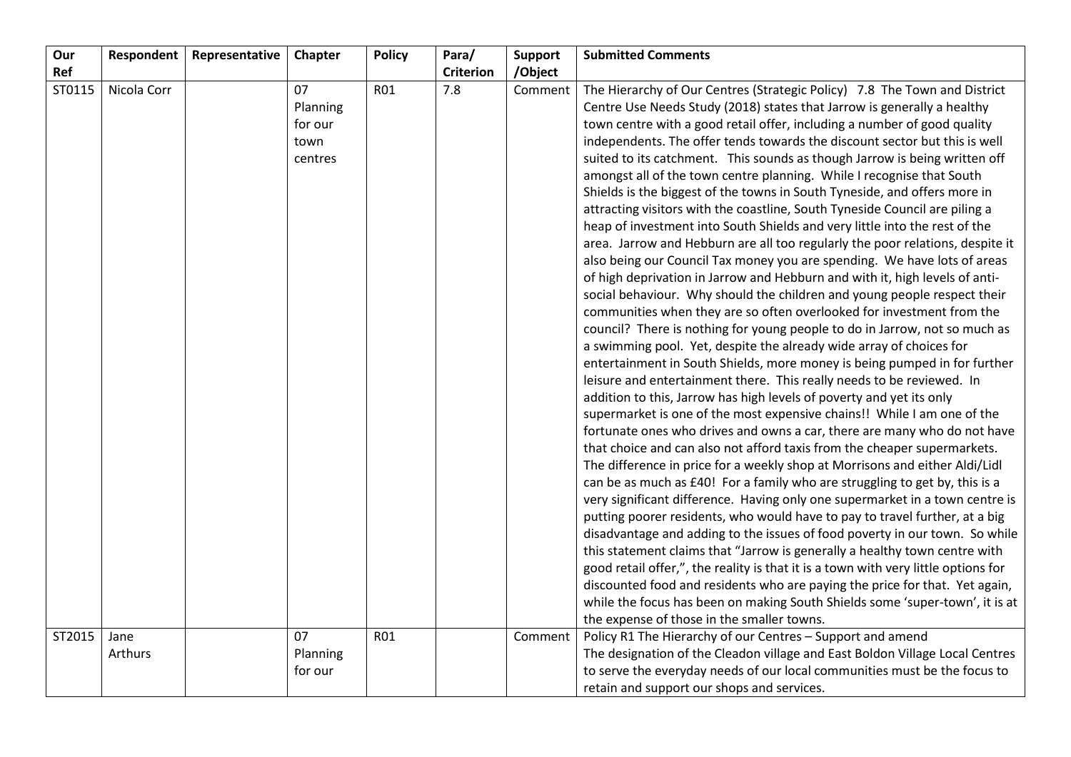| Our Ref | Respondent | Representative | Chapter | Policy | Para/ Criterion | Support /Object | Submitted Comments |
|---|---|---|---|---|---|---|---|
| ST0115 | Nicola Corr | | 07 Planning for our town centres | R01 | 7.8 | Comment | The Hierarchy of Our Centres (Strategic Policy) 7.8 The Town and District Centre Use Needs Study (2018) states that Jarrow is generally a healthy town centre with a good retail offer, including a number of good quality independents. The offer tends towards the discount sector but this is well suited to its catchment. This sounds as though Jarrow is being written off amongst all of the town centre planning. While I recognise that South Shields is the biggest of the towns in South Tyneside, and offers more in attracting visitors with the coastline, South Tyneside Council are piling a heap of investment into South Shields and very little into the rest of the area. Jarrow and Hebburn are all too regularly the poor relations, despite it also being our Council Tax money you are spending. We have lots of areas of high deprivation in Jarrow and Hebburn and with it, high levels of anti-social behaviour. Why should the children and young people respect their communities when they are so often overlooked for investment from the council? There is nothing for young people to do in Jarrow, not so much as a swimming pool. Yet, despite the already wide array of choices for entertainment in South Shields, more money is being pumped in for further leisure and entertainment there. This really needs to be reviewed. In addition to this, Jarrow has high levels of poverty and yet its only supermarket is one of the most expensive chains!! While I am one of the fortunate ones who drives and owns a car, there are many who do not have that choice and can also not afford taxis from the cheaper supermarkets. The difference in price for a weekly shop at Morrisons and either Aldi/Lidl can be as much as £40! For a family who are struggling to get by, this is a very significant difference. Having only one supermarket in a town centre is putting poorer residents, who would have to pay to travel further, at a big disadvantage and adding to the issues of food poverty in our town. So while this statement claims that "Jarrow is generally a healthy town centre with good retail offer,", the reality is that it is a town with very little options for discounted food and residents who are paying the price for that. Yet again, while the focus has been on making South Shields some 'super-town', it is at the expense of those in the smaller towns. |
| ST2015 | Jane Arthurs | | 07 Planning for our | R01 | | Comment | Policy R1 The Hierarchy of our Centres – Support and amend<br>The designation of the Cleadon village and East Boldon Village Local Centres to serve the everyday needs of our local communities must be the focus to retain and support our shops and services. |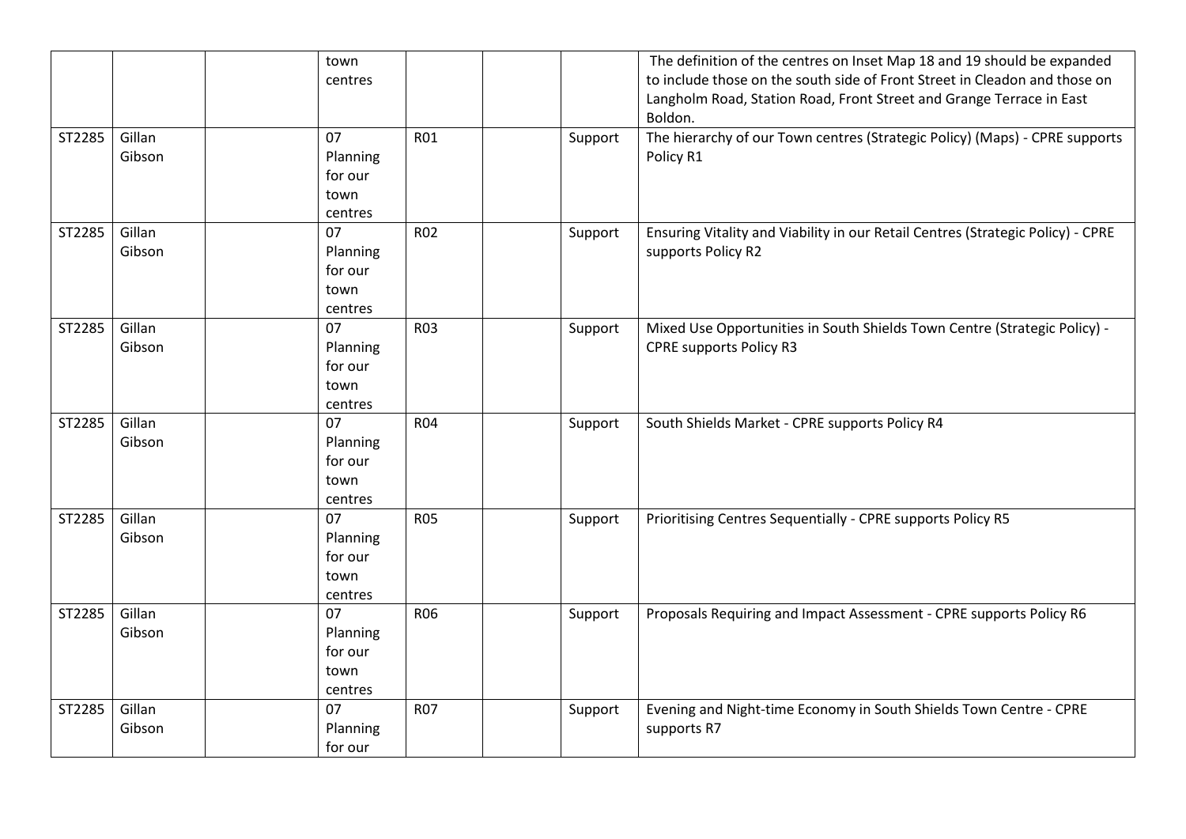| | | | town centres | | | | The definition of the centres on Inset Map 18 and 19 should be expanded to include those on the south side of Front Street in Cleadon and those on Langholm Road, Station Road, Front Street and Grange Terrace in East Boldon. |
|---|---|---|---|---|---|---|---|
| ST2285 | Gillan Gibson | | 07 Planning for our town centres | R01 | | Support | The hierarchy of our Town centres (Strategic Policy) (Maps) - CPRE supports Policy R1 |
| ST2285 | Gillan Gibson | | 07 Planning for our town centres | R02 | | Support | Ensuring Vitality and Viability in our Retail Centres (Strategic Policy) - CPRE supports Policy R2 |
| ST2285 | Gillan Gibson | | 07 Planning for our town centres | R03 | | Support | Mixed Use Opportunities in South Shields Town Centre (Strategic Policy) - CPRE supports Policy R3 |
| ST2285 | Gillan Gibson | | 07 Planning for our town centres | R04 | | Support | South Shields Market - CPRE supports Policy R4 |
| ST2285 | Gillan Gibson | | 07 Planning for our town centres | R05 | | Support | Prioritising Centres Sequentially - CPRE supports Policy R5 |
| ST2285 | Gillan Gibson | | 07 Planning for our town centres | R06 | | Support | Proposals Requiring and Impact Assessment - CPRE supports Policy R6 |
| ST2285 | Gillan Gibson | | 07 Planning for our | R07 | | Support | Evening and Night-time Economy in South Shields Town Centre - CPRE supports R7 |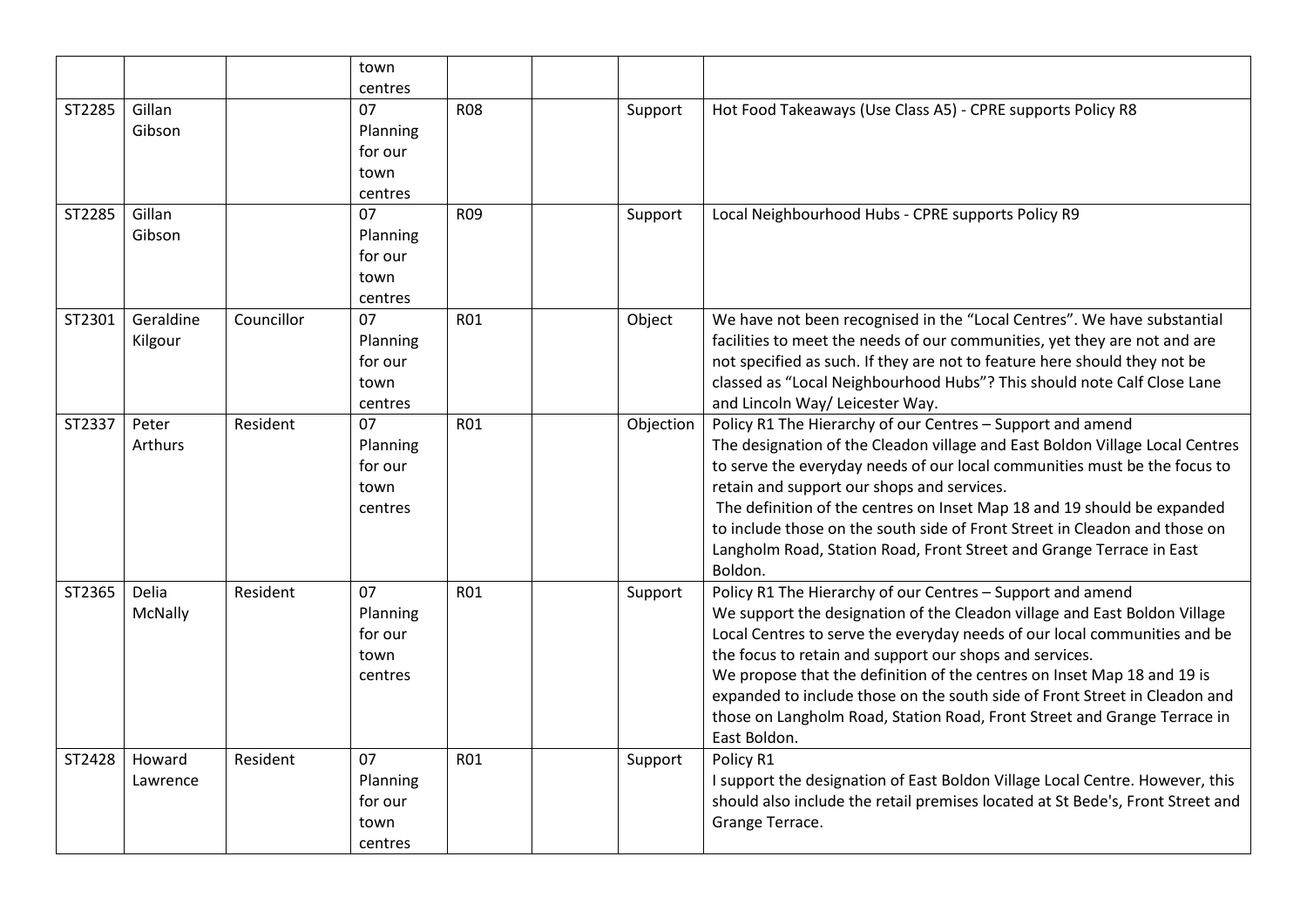| | | | town centres | | | | |
|---|---|---|---|---|---|---|---|
| ST2285 | Gillan Gibson | | 07 Planning for our town centres | R08 | | Support | Hot Food Takeaways (Use Class A5) - CPRE supports Policy R8 |
| ST2285 | Gillan Gibson | | 07 Planning for our town centres | R09 | | Support | Local Neighbourhood Hubs - CPRE supports Policy R9 |
| ST2301 | Geraldine Kilgour | Councillor | 07 Planning for our town centres | R01 | | Object | We have not been recognised in the “Local Centres”. We have substantial facilities to meet the needs of our communities, yet they are not and are not specified as such. If they are not to feature here should they not be classed as “Local Neighbourhood Hubs”? This should note Calf Close Lane and Lincoln Way/ Leicester Way. |
| ST2337 | Peter Arthurs | Resident | 07 Planning for our town centres | R01 | | Objection | Policy R1 The Hierarchy of our Centres – Support and amend<br>The designation of the Cleadon village and East Boldon Village Local Centres to serve the everyday needs of our local communities must be the focus to retain and support our shops and services.<br>The definition of the centres on Inset Map 18 and 19 should be expanded to include those on the south side of Front Street in Cleadon and those on Langholm Road, Station Road, Front Street and Grange Terrace in East Boldon. |
| ST2365 | Delia McNally | Resident | 07 Planning for our town centres | R01 | | Support | Policy R1 The Hierarchy of our Centres – Support and amend<br>We support the designation of the Cleadon village and East Boldon Village Local Centres to serve the everyday needs of our local communities and be the focus to retain and support our shops and services.<br>We propose that the definition of the centres on Inset Map 18 and 19 is expanded to include those on the south side of Front Street in Cleadon and those on Langholm Road, Station Road, Front Street and Grange Terrace in East Boldon. |
| ST2428 | Howard Lawrence | Resident | 07 Planning for our town centres | R01 | | Support | Policy R1<br>I support the designation of East Boldon Village Local Centre. However, this should also include the retail premises located at St Bede's, Front Street and Grange Terrace. |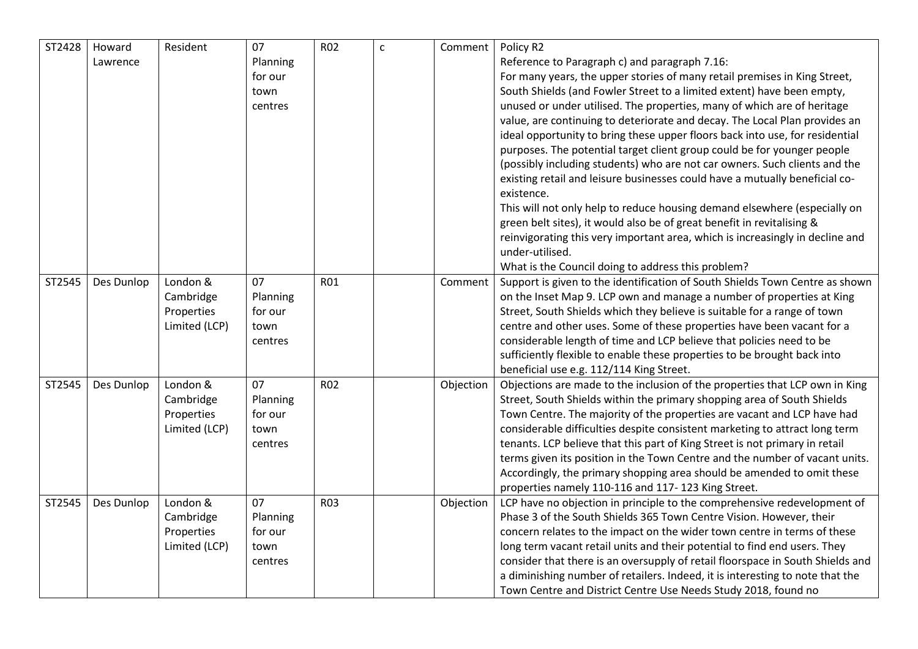| | | | | | | | |
|---|---|---|---|---|---|---|---|
| ST2428 | Howard Lawrence | Resident | 07 Planning for our town centres | R02 | c | Comment | Policy R2<br>Reference to Paragraph c) and paragraph 7.16:<br>For many years, the upper stories of many retail premises in King Street, South Shields (and Fowler Street to a limited extent) have been empty, unused or under utilised. The properties, many of which are of heritage value, are continuing to deteriorate and decay. The Local Plan provides an ideal opportunity to bring these upper floors back into use, for residential purposes. The potential target client group could be for younger people (possibly including students) who are not car owners. Such clients and the existing retail and leisure businesses could have a mutually beneficial co-existence.<br>This will not only help to reduce housing demand elsewhere (especially on green belt sites), it would also be of great benefit in revitalising & reinvigorating this very important area, which is increasingly in decline and under-utilised.<br>What is the Council doing to address this problem? |
| ST2545 | Des Dunlop | London & Cambridge Properties Limited (LCP) | 07 Planning for our town centres | R01 | | Comment | Support is given to the identification of South Shields Town Centre as shown on the Inset Map 9. LCP own and manage a number of properties at King Street, South Shields which they believe is suitable for a range of town centre and other uses. Some of these properties have been vacant for a considerable length of time and LCP believe that policies need to be sufficiently flexible to enable these properties to be brought back into beneficial use e.g. 112/114 King Street. |
| ST2545 | Des Dunlop | London & Cambridge Properties Limited (LCP) | 07 Planning for our town centres | R02 | | Objection | Objections are made to the inclusion of the properties that LCP own in King Street, South Shields within the primary shopping area of South Shields Town Centre. The majority of the properties are vacant and LCP have had considerable difficulties despite consistent marketing to attract long term tenants. LCP believe that this part of King Street is not primary in retail terms given its position in the Town Centre and the number of vacant units. Accordingly, the primary shopping area should be amended to omit these properties namely 110-116 and 117- 123 King Street. |
| ST2545 | Des Dunlop | London & Cambridge Properties Limited (LCP) | 07 Planning for our town centres | R03 | | Objection | LCP have no objection in principle to the comprehensive redevelopment of Phase 3 of the South Shields 365 Town Centre Vision. However, their concern relates to the impact on the wider town centre in terms of these long term vacant retail units and their potential to find end users. They consider that there is an oversupply of retail floorspace in South Shields and a diminishing number of retailers. Indeed, it is interesting to note that the Town Centre and District Centre Use Needs Study 2018, found no |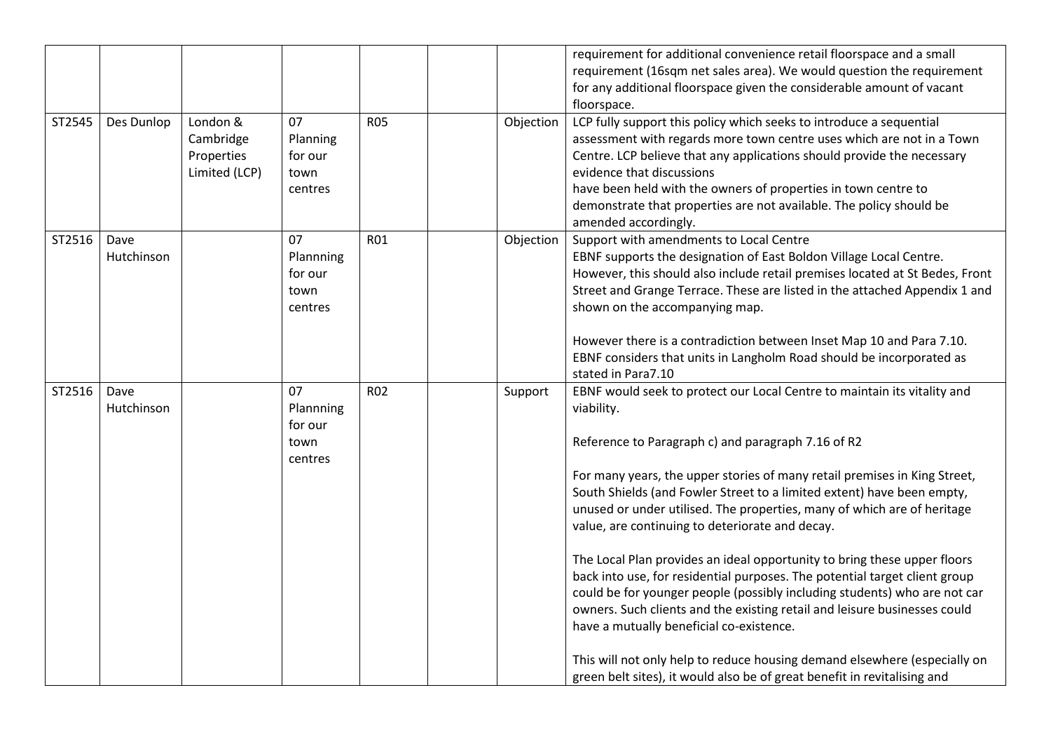|  |  |  |  |  |  |  |  |
|---|---|---|---|---|---|---|---|
|  |  |  |  |  |  |  | requirement for additional convenience retail floorspace and a small requirement (16sqm net sales area). We would question the requirement for any additional floorspace given the considerable amount of vacant floorspace. |
| ST2545 | Des Dunlop | London & Cambridge Properties Limited (LCP) | 07 Planning for our town centres | R05 |  | Objection | LCP fully support this policy which seeks to introduce a sequential assessment with regards more town centre uses which are not in a Town Centre. LCP believe that any applications should provide the necessary evidence that discussions have been held with the owners of properties in town centre to demonstrate that properties are not available. The policy should be amended accordingly. |
| ST2516 | Dave Hutchinson |  | 07 Plannning for our town centres | R01 |  | Objection | Support with amendments to Local Centre<br>EBNF supports the designation of East Boldon Village Local Centre. However, this should also include retail premises located at St Bedes, Front Street and Grange Terrace. These are listed in the attached Appendix 1 and shown on the accompanying map.<br><br>However there is a contradiction between Inset Map 10 and Para 7.10. EBNF considers that units in Langholm Road should be incorporated as stated in Para7.10 |
| ST2516 | Dave Hutchinson |  | 07 Plannning for our town centres | R02 |  | Support | EBNF would seek to protect our Local Centre to maintain its vitality and viability.<br><br>Reference to Paragraph c) and paragraph 7.16 of R2<br><br>For many years, the upper stories of many retail premises in King Street, South Shields (and Fowler Street to a limited extent) have been empty, unused or under utilised. The properties, many of which are of heritage value, are continuing to deteriorate and decay.<br><br>The Local Plan provides an ideal opportunity to bring these upper floors back into use, for residential purposes. The potential target client group could be for younger people (possibly including students) who are not car owners. Such clients and the existing retail and leisure businesses could have a mutually beneficial co-existence.<br><br>This will not only help to reduce housing demand elsewhere (especially on green belt sites), it would also be of great benefit in revitalising and |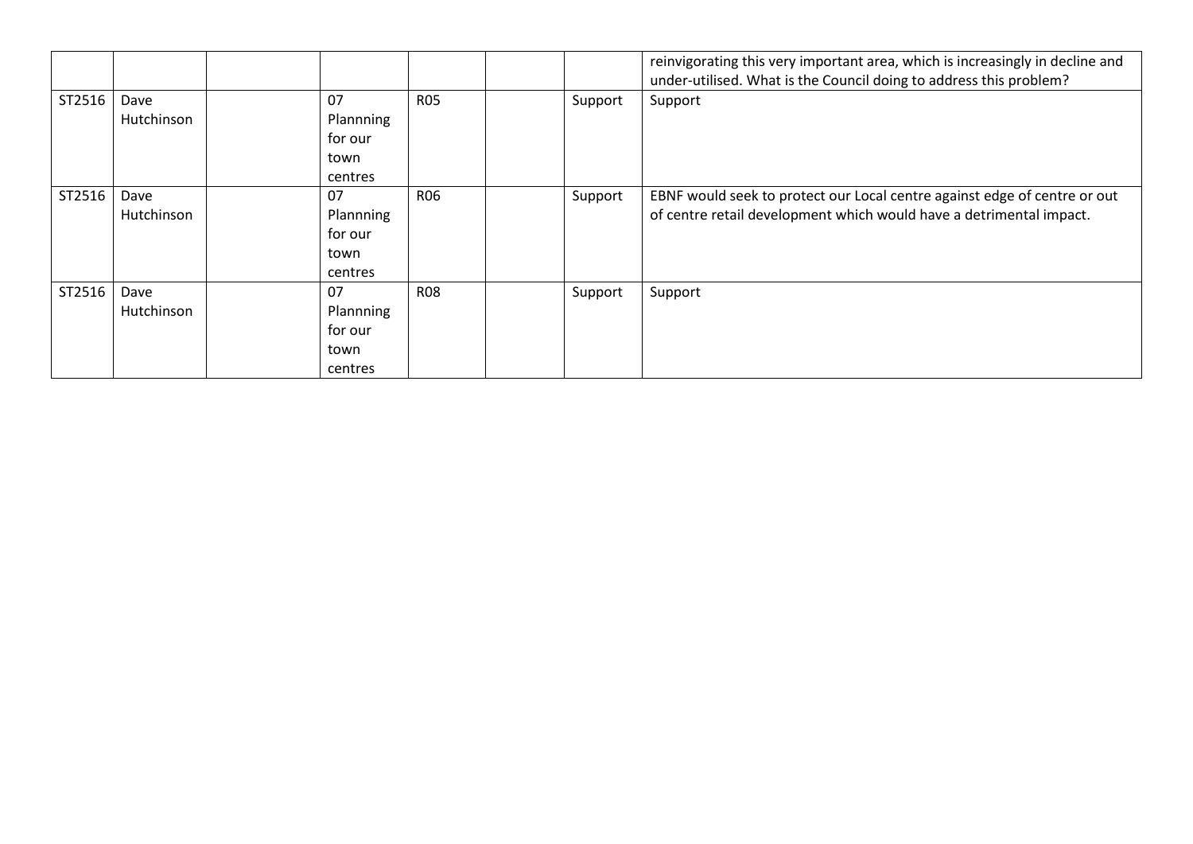| | | | | | | | |
|---|---|---|---|---|---|---|---|
| | | | | | | | reinvigorating this very important area, which is increasingly in decline and under-utilised. What is the Council doing to address this problem? |
| ST2516 | Dave Hutchinson | | 07 Plannning for our town centres | R05 | | Support | Support |
| ST2516 | Dave Hutchinson | | 07 Plannning for our town centres | R06 | | Support | EBNF would seek to protect our Local centre against edge of centre or out of centre retail development which would have a detrimental impact. |
| ST2516 | Dave Hutchinson | | 07 Plannning for our town centres | R08 | | Support | Support |